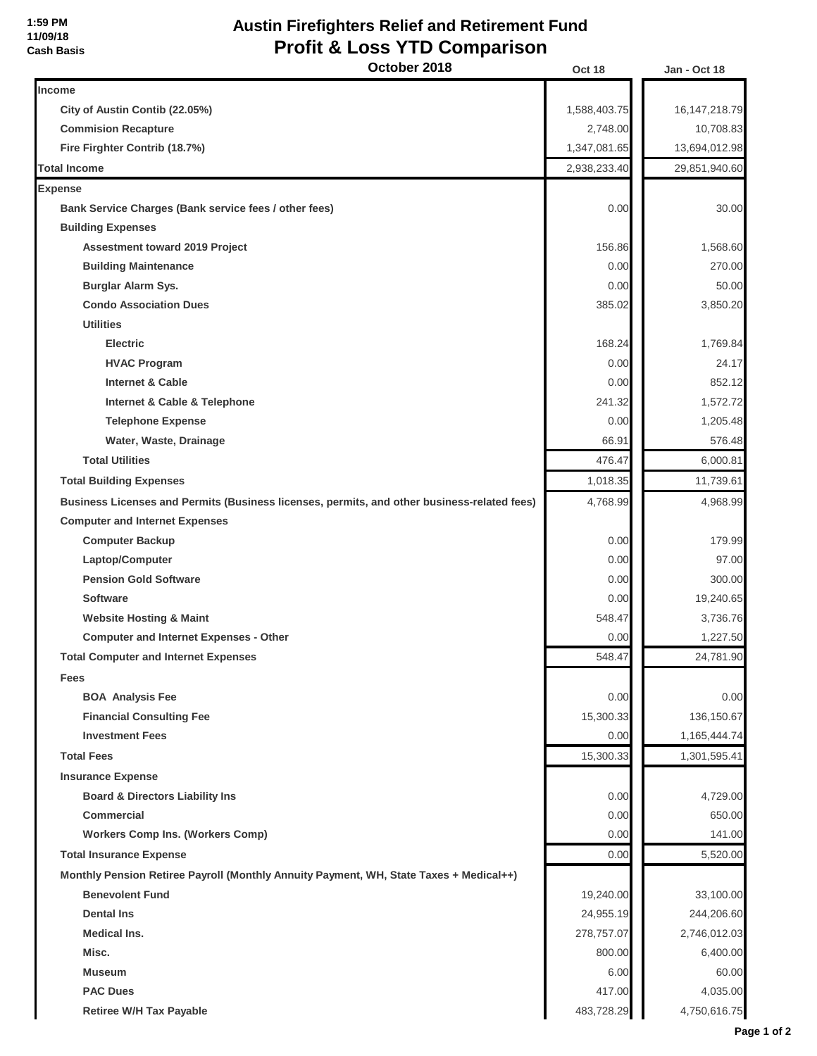1:59 PM
11/09/18
Cash Basis

# Austin Firefighters Relief and Retirement Fund
## Profit & Loss YTD Comparison
### October 2018

| | Oct 18 | Jan - Oct 18 |
|---|---|---|
| **Income** | | |
| City of Austin Contib (22.05%) | 1,588,403.75 | 16,147,218.79 |
| Commision Recapture | 2,748.00 | 10,708.83 |
| Fire Firghter Contrib (18.7%) | 1,347,081.65 | 13,694,012.98 |
| **Total Income** | 2,938,233.40 | 29,851,940.60 |
| **Expense** | | |
| Bank Service Charges (Bank service fees / other fees) | 0.00 | 30.00 |
| Building Expenses | | |
| Assessment toward 2019 Project | 156.86 | 1,568.60 |
| Building Maintenance | 0.00 | 270.00 |
| Burglar Alarm Sys. | 0.00 | 50.00 |
| Condo Association Dues | 385.02 | 3,850.20 |
| Utilities | | |
| Electric | 168.24 | 1,769.84 |
| HVAC Program | 0.00 | 24.17 |
| Internet & Cable | 0.00 | 852.12 |
| Internet & Cable & Telephone | 241.32 | 1,572.72 |
| Telephone Expense | 0.00 | 1,205.48 |
| Water, Waste, Drainage | 66.91 | 576.48 |
| Total Utilities | 476.47 | 6,000.81 |
| Total Building Expenses | 1,018.35 | 11,739.61 |
| Business Licenses and Permits (Business licenses, permits, and other business-related fees) | 4,768.99 | 4,968.99 |
| Computer and Internet Expenses | | |
| Computer Backup | 0.00 | 179.99 |
| Laptop/Computer | 0.00 | 97.00 |
| Pension Gold Software | 0.00 | 300.00 |
| Software | 0.00 | 19,240.65 |
| Website Hosting & Maint | 548.47 | 3,736.76 |
| Computer and Internet Expenses - Other | 0.00 | 1,227.50 |
| Total Computer and Internet Expenses | 548.47 | 24,781.90 |
| Fees | | |
| BOA Analysis Fee | 0.00 | 0.00 |
| Financial Consulting Fee | 15,300.33 | 136,150.67 |
| Investment Fees | 0.00 | 1,165,444.74 |
| Total Fees | 15,300.33 | 1,301,595.41 |
| Insurance Expense | | |
| Board & Directors Liability Ins | 0.00 | 4,729.00 |
| Commercial | 0.00 | 650.00 |
| Workers Comp Ins. (Workers Comp) | 0.00 | 141.00 |
| Total Insurance Expense | 0.00 | 5,520.00 |
| Monthly Pension Retiree Payroll (Monthly Annuity Payment, WH, State Taxes + Medical++) | | |
| Benevolent Fund | 19,240.00 | 33,100.00 |
| Dental Ins | 24,955.19 | 244,206.60 |
| Medical Ins. | 278,757.07 | 2,746,012.03 |
| Misc. | 800.00 | 6,400.00 |
| Museum | 6.00 | 60.00 |
| PAC Dues | 417.00 | 4,035.00 |
| Retiree W/H Tax Payable | 483,728.29 | 4,750,616.75 |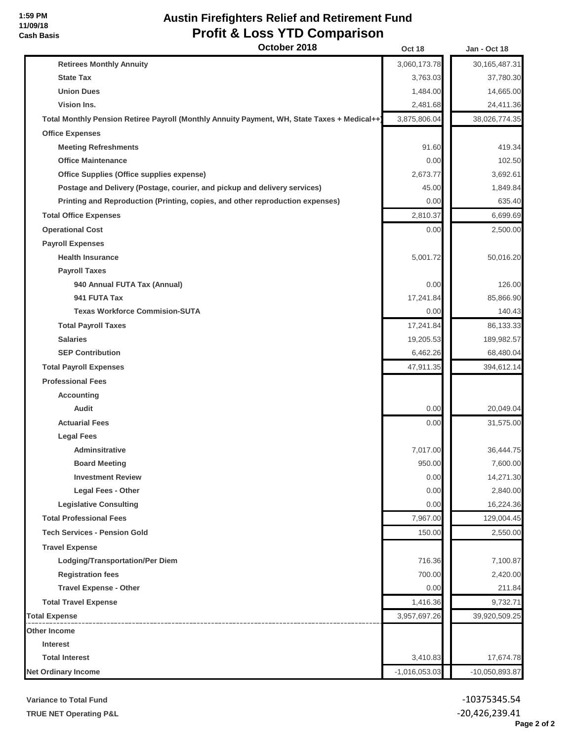1:59 PM
11/09/18
Cash Basis

# Austin Firefighters Relief and Retirement Fund
## Profit & Loss YTD Comparison
### October 2018

| | Oct 18 | Jan - Oct 18 |
|---|---|---|
| Retirees Monthly Annuity | 3,060,173.78 | 30,165,487.31 |
| State Tax | 3,763.03 | 37,780.30 |
| Union Dues | 1,484.00 | 14,665.00 |
| Vision Ins. | 2,481.68 | 24,411.36 |
| Total Monthly Pension Retiree Payroll (Monthly Annuity Payment, WH, State Taxes + Medical++) | 3,875,806.04 | 38,026,774.35 |
| Office Expenses | | |
| Meeting Refreshments | 91.60 | 419.34 |
| Office Maintenance | 0.00 | 102.50 |
| Office Supplies (Office supplies expense) | 2,673.77 | 3,692.61 |
| Postage and Delivery (Postage, courier, and pickup and delivery services) | 45.00 | 1,849.84 |
| Printing and Reproduction (Printing, copies, and other reproduction expenses) | 0.00 | 635.40 |
| Total Office Expenses | 2,810.37 | 6,699.69 |
| Operational Cost | 0.00 | 2,500.00 |
| Payroll Expenses | | |
| Health Insurance | 5,001.72 | 50,016.20 |
| Payroll Taxes | | |
| 940 Annual FUTA Tax (Annual) | 0.00 | 126.00 |
| 941 FUTA Tax | 17,241.84 | 85,866.90 |
| Texas Workforce Commision-SUTA | 0.00 | 140.43 |
| Total Payroll Taxes | 17,241.84 | 86,133.33 |
| Salaries | 19,205.53 | 189,982.57 |
| SEP Contribution | 6,462.26 | 68,480.04 |
| Total Payroll Expenses | 47,911.35 | 394,612.14 |
| Professional Fees | | |
| Accounting | | |
| Audit | 0.00 | 20,049.04 |
| Actuarial Fees | 0.00 | 31,575.00 |
| Legal Fees | | |
| Adminsitrative | 7,017.00 | 36,444.75 |
| Board Meeting | 950.00 | 7,600.00 |
| Investment Review | 0.00 | 14,271.30 |
| Legal Fees - Other | 0.00 | 2,840.00 |
| Legislative Consulting | 0.00 | 16,224.36 |
| Total Professional Fees | 7,967.00 | 129,004.45 |
| Tech Services - Pension Gold | 150.00 | 2,550.00 |
| Travel Expense | | |
| Lodging/Transportation/Per Diem | 716.36 | 7,100.87 |
| Registration fees | 700.00 | 2,420.00 |
| Travel Expense - Other | 0.00 | 211.84 |
| Total Travel Expense | 1,416.36 | 9,732.71 |
| Total Expense | 3,957,697.26 | 39,920,509.25 |
| Other Income | | |
| Interest | | |
| Total Interest | 3,410.83 | 17,674.78 |
| Net Ordinary Income | -1,016,053.03 | -10,050,893.87 |

| | |
|---|---|
| Variance to Total Fund | -10375345.54 |
| TRUE NET Operating P&L | -20,426,239.41 |